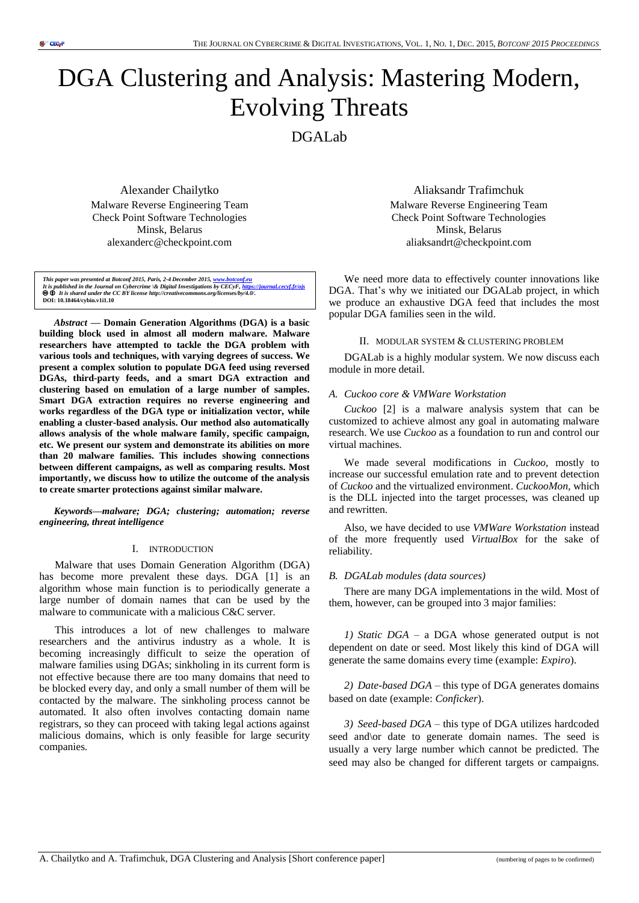# DGA Clustering and Analysis: Mastering Modern, Evolving Threats

DGALab

Alexander Chailytko
Malware Reverse Engineering Team
Check Point Software Technologies
Minsk, Belarus
alexanderc@checkpoint.com

Aliaksandr Trafimchuk
Malware Reverse Engineering Team
Check Point Software Technologies
Minsk, Belarus
aliaksandrt@checkpoint.com

*This paper was presented at Botconf 2015, Paris, 2-4 December 2015, www.botconf.eu*
*It is published in the Journal on Cybercrime \& Digital Investigations by CECyF, https://journal.cecyf.fr/ojs*
*It is shared under the CC BY license http://creativecommons.org/licenses/by/4.0/.*
**DOI: 10.18464/cybin.v1i1.10**

***Abstract* — Domain Generation Algorithms (DGA) is a basic building block used in almost all modern malware. Malware researchers have attempted to tackle the DGA problem with various tools and techniques, with varying degrees of success. We present a complex solution to populate DGA feed using reversed DGAs, third-party feeds, and a smart DGA extraction and clustering based on emulation of a large number of samples. Smart DGA extraction requires no reverse engineering and works regardless of the DGA type or initialization vector, while enabling a cluster-based analysis. Our method also automatically allows analysis of the whole malware family, specific campaign, etc. We present our system and demonstrate its abilities on more than 20 malware families. This includes showing connections between different campaigns, as well as comparing results. Most importantly, we discuss how to utilize the outcome of the analysis to create smarter protections against similar malware.**

***Keywords—malware; DGA; clustering; automation; reverse engineering, threat intelligence***

## I. Introduction

Malware that uses Domain Generation Algorithm (DGA) has become more prevalent these days. DGA [1] is an algorithm whose main function is to periodically generate a large number of domain names that can be used by the malware to communicate with a malicious C&C server.

This introduces a lot of new challenges to malware researchers and the antivirus industry as a whole. It is becoming increasingly difficult to seize the operation of malware families using DGAs; sinkholing in its current form is not effective because there are too many domains that need to be blocked every day, and only a small number of them will be contacted by the malware. The sinkholing process cannot be automated. It also often involves contacting domain name registrars, so they can proceed with taking legal actions against malicious domains, which is only feasible for large security companies.

We need more data to effectively counter innovations like DGA. That's why we initiated our DGALab project, in which we produce an exhaustive DGA feed that includes the most popular DGA families seen in the wild.

## II. Modular System & Clustering Problem

DGALab is a highly modular system. We now discuss each module in more detail.

### A. Cuckoo core & VMWare Workstation

*Cuckoo* [2] is a malware analysis system that can be customized to achieve almost any goal in automating malware research. We use *Cuckoo* as a foundation to run and control our virtual machines.

We made several modifications in *Cuckoo,* mostly to increase our successful emulation rate and to prevent detection of *Cuckoo* and the virtualized environment. *CuckooMon,* which is the DLL injected into the target processes, was cleaned up and rewritten.

Also, we have decided to use *VMWare Workstation* instead of the more frequently used *VirtualBox* for the sake of reliability.

### B. DGALab modules (data sources)

There are many DGA implementations in the wild. Most of them, however, can be grouped into 3 major families:

*1) Static DGA* – a DGA whose generated output is not dependent on date or seed. Most likely this kind of DGA will generate the same domains every time (example: *Expiro*).

*2) Date-based DGA* – this type of DGA generates domains based on date (example: *Conficker*).

*3) Seed-based DGA* – this type of DGA utilizes hardcoded seed and\or date to generate domain names. The seed is usually a very large number which cannot be predicted. The seed may also be changed for different targets or campaigns.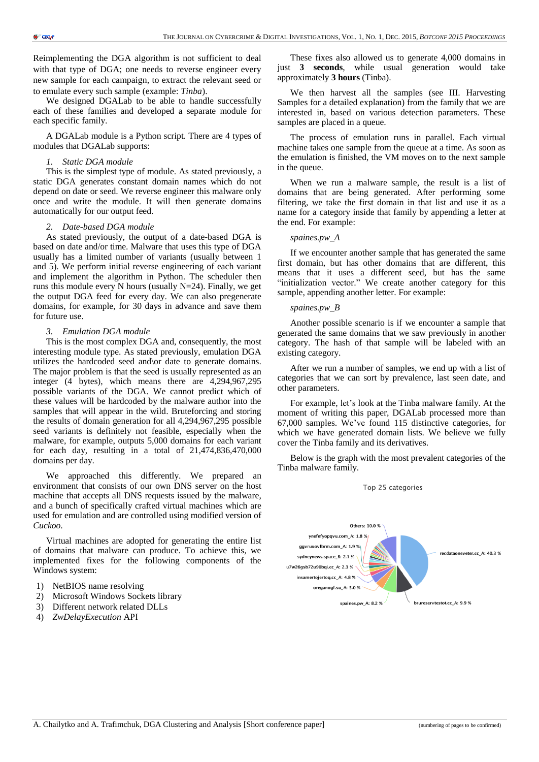Reimplementing the DGA algorithm is not sufficient to deal with that type of DGA; one needs to reverse engineer every new sample for each campaign, to extract the relevant seed or to emulate every such sample (example: *Tinba*).

We designed DGALab to be able to handle successfully each of these families and developed a separate module for each specific family.

A DGALab module is a Python script. There are 4 types of modules that DGALab supports:

*1. Static DGA module*

This is the simplest type of module. As stated previously, a static DGA generates constant domain names which do not depend on date or seed. We reverse engineer this malware only once and write the module. It will then generate domains automatically for our output feed.

*2. Date-based DGA module*

As stated previously, the output of a date-based DGA is based on date and/or time. Malware that uses this type of DGA usually has a limited number of variants (usually between 1 and 5). We perform initial reverse engineering of each variant and implement the algorithm in Python. The scheduler then runs this module every N hours (usually N=24). Finally, we get the output DGA feed for every day. We can also pregenerate domains, for example, for 30 days in advance and save them for future use.

*3. Emulation DGA module*

This is the most complex DGA and, consequently, the most interesting module type. As stated previously, emulation DGA utilizes the hardcoded seed and\or date to generate domains. The major problem is that the seed is usually represented as an integer (4 bytes), which means there are 4,294,967,295 possible variants of the DGA. We cannot predict which of these values will be hardcoded by the malware author into the samples that will appear in the wild. Bruteforcing and storing the results of domain generation for all 4,294,967,295 possible seed variants is definitely not feasible, especially when the malware, for example, outputs 5,000 domains for each variant for each day, resulting in a total of 21,474,836,470,000 domains per day.

We approached this differently. We prepared an environment that consists of our own DNS server on the host machine that accepts all DNS requests issued by the malware, and a bunch of specifically crafted virtual machines which are used for emulation and are controlled using modified version of *Cuckoo*.

Virtual machines are adopted for generating the entire list of domains that malware can produce. To achieve this, we implemented fixes for the following components of the Windows system:

1) NetBIOS name resolving
2) Microsoft Windows Sockets library
3) Different network related DLLs
4) *ZwDelayExecution* API

These fixes also allowed us to generate 4,000 domains in just **3 seconds**, while usual generation would take approximately **3 hours** (Tinba).

We then harvest all the samples (see III. Harvesting Samples for a detailed explanation) from the family that we are interested in, based on various detection parameters. These samples are placed in a queue.

The process of emulation runs in parallel. Each virtual machine takes one sample from the queue at a time. As soon as the emulation is finished, the VM moves on to the next sample in the queue.

When we run a malware sample, the result is a list of domains that are being generated. After performing some filtering, we take the first domain in that list and use it as a name for a category inside that family by appending a letter at the end. For example:

*spaines.pw_A*

If we encounter another sample that has generated the same first domain, but has other domains that are different, this means that it uses a different seed, but has the same "initialization vector." We create another category for this sample, appending another letter. For example:

*spaines.pw_B*

Another possible scenario is if we encounter a sample that generated the same domains that we saw previously in another category. The hash of that sample will be labeled with an existing category.

After we run a number of samples, we end up with a list of categories that we can sort by prevalence, last seen date, and other parameters.

For example, let's look at the Tinba malware family. At the moment of writing this paper, DGALab processed more than 67,000 samples. We've found 115 distinctive categories, for which we have generated domain lists. We believe we fully cover the Tinba family and its derivatives.

Below is the graph with the most prevalent categories of the Tinba malware family.

Top 25 categories

Others: 10.0 %
ynefefyopqvu.com_A: 1.8 %
ggvruxovlbrm.com_A: 1.9 %
sydneynews.space_B: 2.1 %
u7w26gsb72u90bqi.cc_A: 2.3 %
insamertojertoq.cc_A: 4.8 %
oreganogf.su_A: 5.0 %
spaines.pw_A: 8.2 %
brureservtestot.cc_A: 9.9 %
recdataoneveter.cc_A: 40.3 %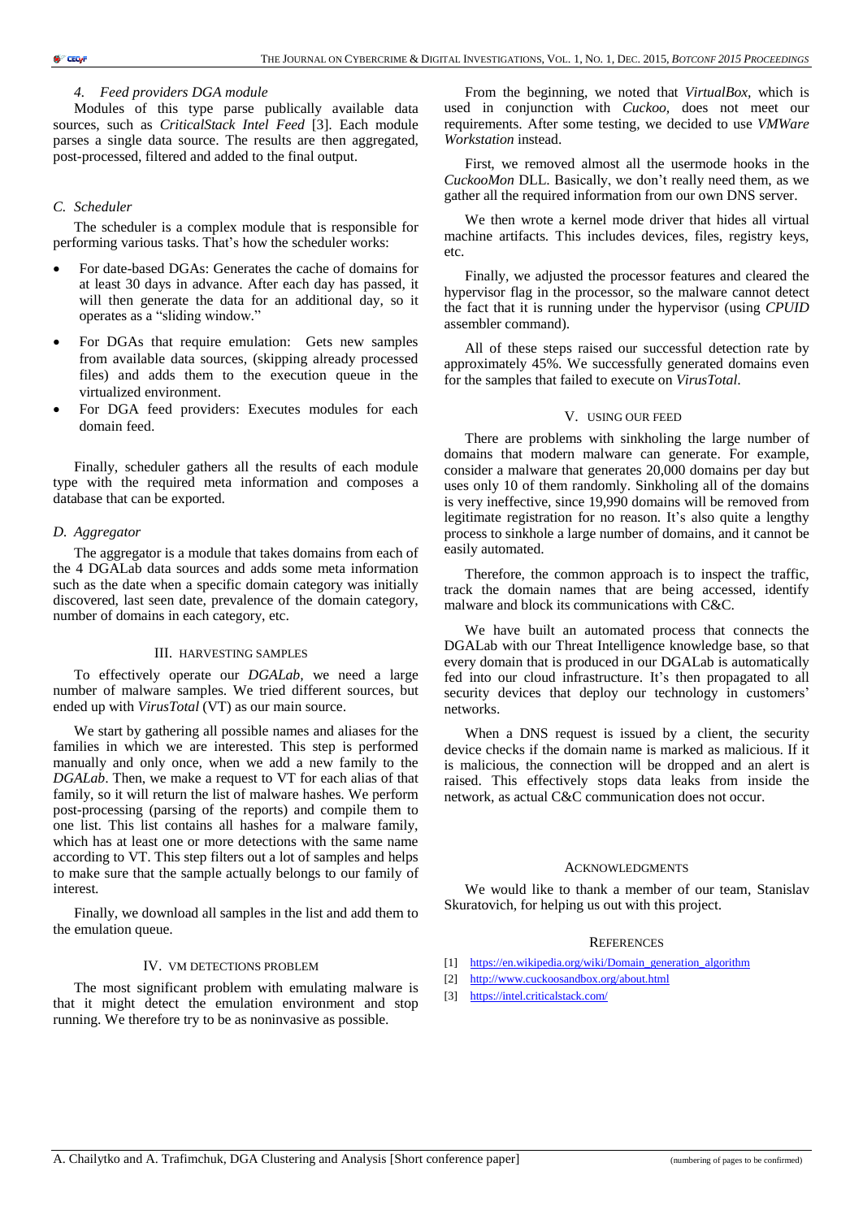#### 4. Feed providers DGA module

Modules of this type parse publically available data sources, such as *CriticalStack Intel Feed* [3]. Each module parses a single data source. The results are then aggregated, post-processed, filtered and added to the final output.

### C. Scheduler

The scheduler is a complex module that is responsible for performing various tasks. That's how the scheduler works:

- For date-based DGAs: Generates the cache of domains for at least 30 days in advance. After each day has passed, it will then generate the data for an additional day, so it operates as a "sliding window."
- For DGAs that require emulation: Gets new samples from available data sources, (skipping already processed files) and adds them to the execution queue in the virtualized environment.
- For DGA feed providers: Executes modules for each domain feed.

Finally, scheduler gathers all the results of each module type with the required meta information and composes a database that can be exported.

### D. Aggregator

The aggregator is a module that takes domains from each of the 4 DGALab data sources and adds some meta information such as the date when a specific domain category was initially discovered, last seen date, prevalence of the domain category, number of domains in each category, etc.

## III. Harvesting Samples

To effectively operate our *DGALab*, we need a large number of malware samples. We tried different sources, but ended up with *VirusTotal* (VT) as our main source.

We start by gathering all possible names and aliases for the families in which we are interested. This step is performed manually and only once, when we add a new family to the *DGALab*. Then, we make a request to VT for each alias of that family, so it will return the list of malware hashes. We perform post-processing (parsing of the reports) and compile them to one list. This list contains all hashes for a malware family, which has at least one or more detections with the same name according to VT. This step filters out a lot of samples and helps to make sure that the sample actually belongs to our family of interest.

Finally, we download all samples in the list and add them to the emulation queue.

## IV. VM Detections Problem

The most significant problem with emulating malware is that it might detect the emulation environment and stop running. We therefore try to be as noninvasive as possible.

From the beginning, we noted that *VirtualBox*, which is used in conjunction with *Cuckoo*, does not meet our requirements. After some testing, we decided to use *VMWare Workstation* instead.

First, we removed almost all the usermode hooks in the *CuckooMon* DLL. Basically, we don't really need them, as we gather all the required information from our own DNS server.

We then wrote a kernel mode driver that hides all virtual machine artifacts. This includes devices, files, registry keys, etc.

Finally, we adjusted the processor features and cleared the hypervisor flag in the processor, so the malware cannot detect the fact that it is running under the hypervisor (using *CPUID* assembler command).

All of these steps raised our successful detection rate by approximately 45%. We successfully generated domains even for the samples that failed to execute on *VirusTotal*.

## V. Using Our Feed

There are problems with sinkholing the large number of domains that modern malware can generate. For example, consider a malware that generates 20,000 domains per day but uses only 10 of them randomly. Sinkholing all of the domains is very ineffective, since 19,990 domains will be removed from legitimate registration for no reason. It's also quite a lengthy process to sinkhole a large number of domains, and it cannot be easily automated.

Therefore, the common approach is to inspect the traffic, track the domain names that are being accessed, identify malware and block its communications with C&C.

We have built an automated process that connects the DGALab with our Threat Intelligence knowledge base, so that every domain that is produced in our DGALab is automatically fed into our cloud infrastructure. It's then propagated to all security devices that deploy our technology in customers' networks.

When a DNS request is issued by a client, the security device checks if the domain name is marked as malicious. If it is malicious, the connection will be dropped and an alert is raised. This effectively stops data leaks from inside the network, as actual C&C communication does not occur.

## Acknowledgments

We would like to thank a member of our team, Stanislav Skuratovich, for helping us out with this project.

## References

[1] https://en.wikipedia.org/wiki/Domain_generation_algorithm

[2] http://www.cuckoosandbox.org/about.html

[3] https://intel.criticalstack.com/